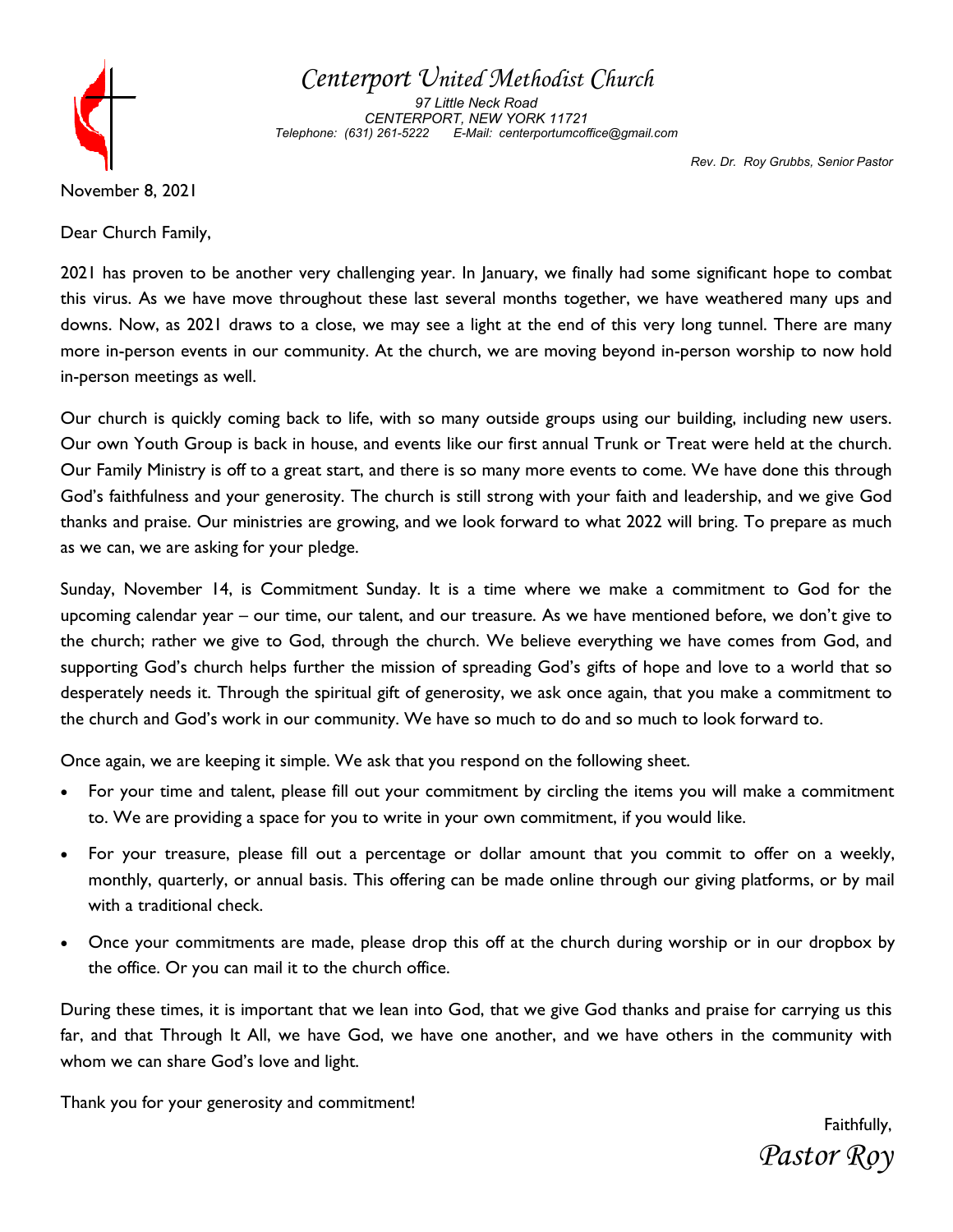# *Centerport United Methodist Church*

*97 Little Neck Road*
*CENTERPORT, NEW YORK 11721*
*Telephone: (631) 261-5222 E-Mail: centerportumcoffice@gmail.com*

*Rev. Dr. Roy Grubbs, Senior Pastor*

November 8, 2021

Dear Church Family,

2021 has proven to be another very challenging year. In January, we finally had some significant hope to combat this virus. As we have move throughout these last several months together, we have weathered many ups and downs. Now, as 2021 draws to a close, we may see a light at the end of this very long tunnel. There are many more in-person events in our community. At the church, we are moving beyond in-person worship to now hold in-person meetings as well.

Our church is quickly coming back to life, with so many outside groups using our building, including new users. Our own Youth Group is back in house, and events like our first annual Trunk or Treat were held at the church. Our Family Ministry is off to a great start, and there is so many more events to come. We have done this through God's faithfulness and your generosity. The church is still strong with your faith and leadership, and we give God thanks and praise. Our ministries are growing, and we look forward to what 2022 will bring. To prepare as much as we can, we are asking for your pledge.

Sunday, November 14, is Commitment Sunday. It is a time where we make a commitment to God for the upcoming calendar year – our time, our talent, and our treasure. As we have mentioned before, we don't give to the church; rather we give to God, through the church. We believe everything we have comes from God, and supporting God's church helps further the mission of spreading God's gifts of hope and love to a world that so desperately needs it. Through the spiritual gift of generosity, we ask once again, that you make a commitment to the church and God's work in our community. We have so much to do and so much to look forward to.

Once again, we are keeping it simple. We ask that you respond on the following sheet.

- For your time and talent, please fill out your commitment by circling the items you will make a commitment to. We are providing a space for you to write in your own commitment, if you would like.
- For your treasure, please fill out a percentage or dollar amount that you commit to offer on a weekly, monthly, quarterly, or annual basis. This offering can be made online through our giving platforms, or by mail with a traditional check.
- Once your commitments are made, please drop this off at the church during worship or in our dropbox by the office. Or you can mail it to the church office.

During these times, it is important that we lean into God, that we give God thanks and praise for carrying us this far, and that Through It All, we have God, we have one another, and we have others in the community with whom we can share God's love and light.

Thank you for your generosity and commitment!

Faithfully,

*Pastor Roy*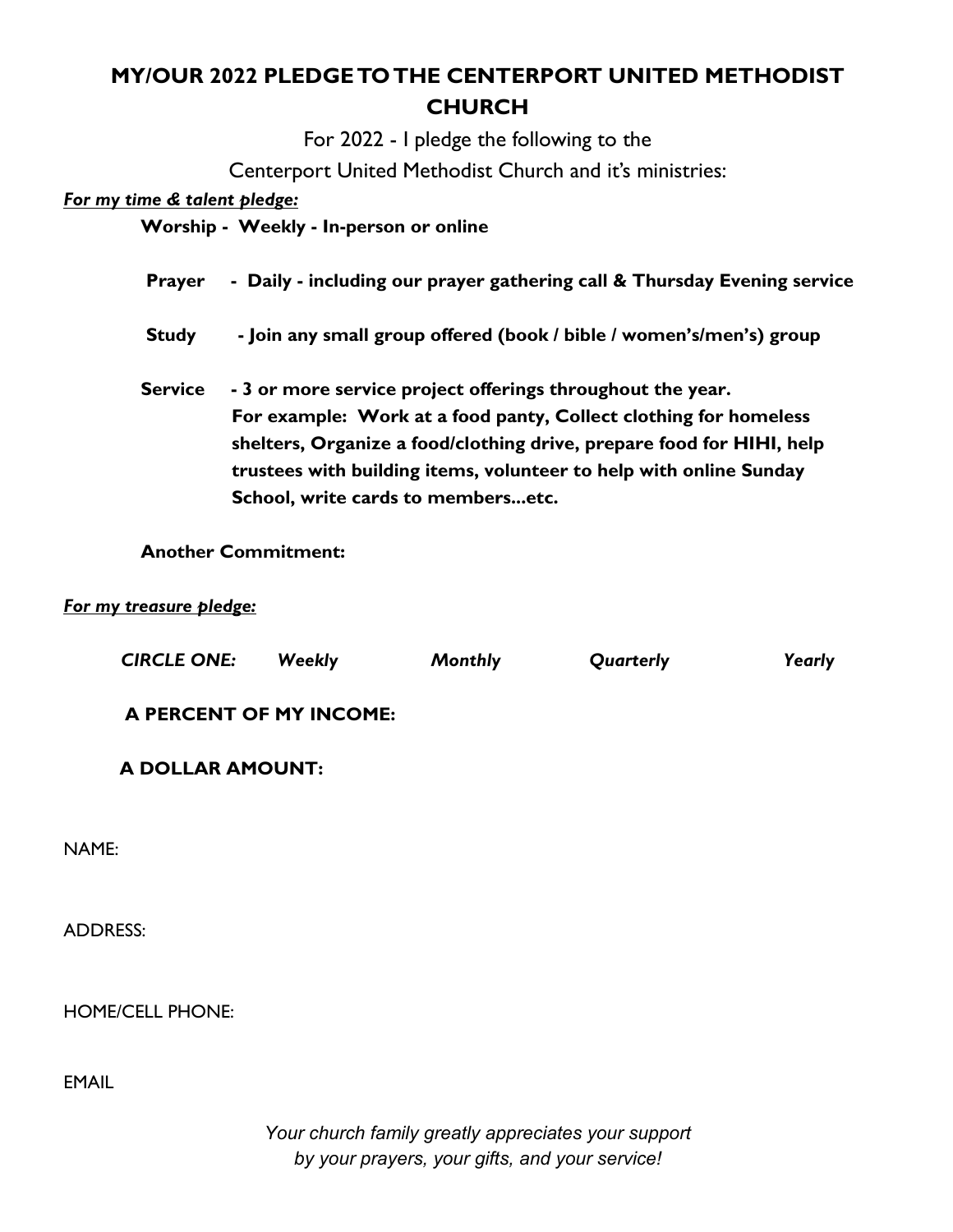# MY/OUR 2022 PLEDGE TO THE CENTERPORT UNITED METHODIST CHURCH

For 2022 - I pledge the following to the

Centerport United Methodist Church and it's ministries:

***For my time & talent pledge:***

**Worship - Weekly - In-person or online**

**Prayer - Daily - including our prayer gathering call & Thursday Evening service**

**Study - Join any small group offered (book / bible / women's/men's) group**

**Service - 3 or more service project offerings throughout the year. For example: Work at a food panty, Collect clothing for homeless shelters, Organize a food/clothing drive, prepare food for HIHI, help trustees with building items, volunteer to help with online Sunday School, write cards to members...etc.**

**Another Commitment:**

***For my treasure pledge:***

***CIRCLE ONE:*** ***Weekly*** ***Monthly*** ***Quarterly*** ***Yearly***

**A PERCENT OF MY INCOME:**

**A DOLLAR AMOUNT:**

NAME:

ADDRESS:

HOME/CELL PHONE:

EMAIL

*Your church family greatly appreciates your support by your prayers, your gifts, and your service!*